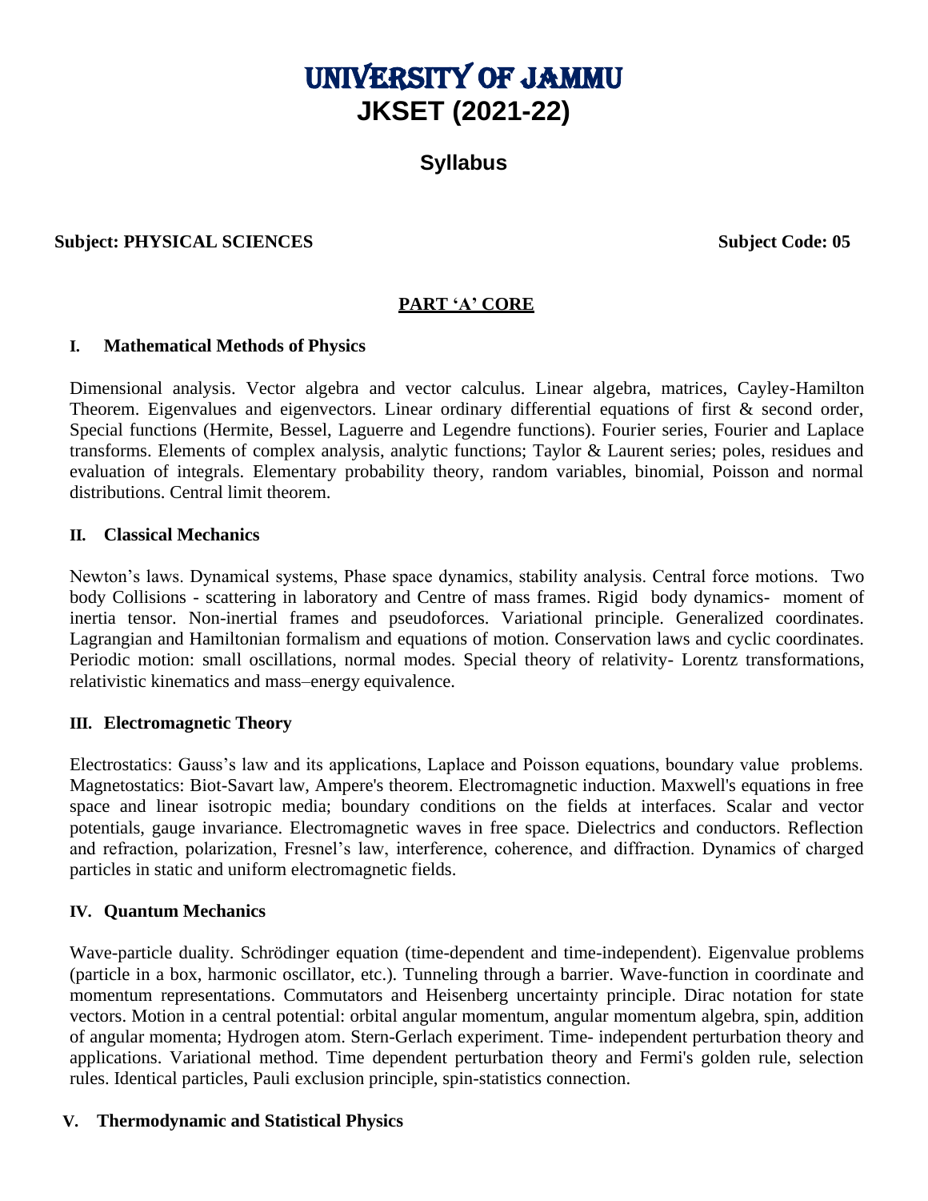# UNIVERSITY OF JAMMU

# JKSET (2021-22)

## Syllabus

**Subject: PHYSICAL SCIENCES** **Subject Code: 05**

### PART 'A' CORE

#### I. Mathematical Methods of Physics

Dimensional analysis. Vector algebra and vector calculus. Linear algebra, matrices, Cayley-Hamilton Theorem. Eigenvalues and eigenvectors. Linear ordinary differential equations of first & second order, Special functions (Hermite, Bessel, Laguerre and Legendre functions). Fourier series, Fourier and Laplace transforms. Elements of complex analysis, analytic functions; Taylor & Laurent series; poles, residues and evaluation of integrals. Elementary probability theory, random variables, binomial, Poisson and normal distributions. Central limit theorem.

#### II. Classical Mechanics

Newton's laws. Dynamical systems, Phase space dynamics, stability analysis. Central force motions. Two body Collisions - scattering in laboratory and Centre of mass frames. Rigid body dynamics- moment of inertia tensor. Non-inertial frames and pseudoforces. Variational principle. Generalized coordinates. Lagrangian and Hamiltonian formalism and equations of motion. Conservation laws and cyclic coordinates. Periodic motion: small oscillations, normal modes. Special theory of relativity- Lorentz transformations, relativistic kinematics and mass–energy equivalence.

#### III. Electromagnetic Theory

Electrostatics: Gauss's law and its applications, Laplace and Poisson equations, boundary value problems. Magnetostatics: Biot-Savart law, Ampere's theorem. Electromagnetic induction. Maxwell's equations in free space and linear isotropic media; boundary conditions on the fields at interfaces. Scalar and vector potentials, gauge invariance. Electromagnetic waves in free space. Dielectrics and conductors. Reflection and refraction, polarization, Fresnel's law, interference, coherence, and diffraction. Dynamics of charged particles in static and uniform electromagnetic fields.

#### IV. Quantum Mechanics

Wave-particle duality. Schrödinger equation (time-dependent and time-independent). Eigenvalue problems (particle in a box, harmonic oscillator, etc.). Tunneling through a barrier. Wave-function in coordinate and momentum representations. Commutators and Heisenberg uncertainty principle. Dirac notation for state vectors. Motion in a central potential: orbital angular momentum, angular momentum algebra, spin, addition of angular momenta; Hydrogen atom. Stern-Gerlach experiment. Time- independent perturbation theory and applications. Variational method. Time dependent perturbation theory and Fermi's golden rule, selection rules. Identical particles, Pauli exclusion principle, spin-statistics connection.

#### V. Thermodynamic and Statistical Physics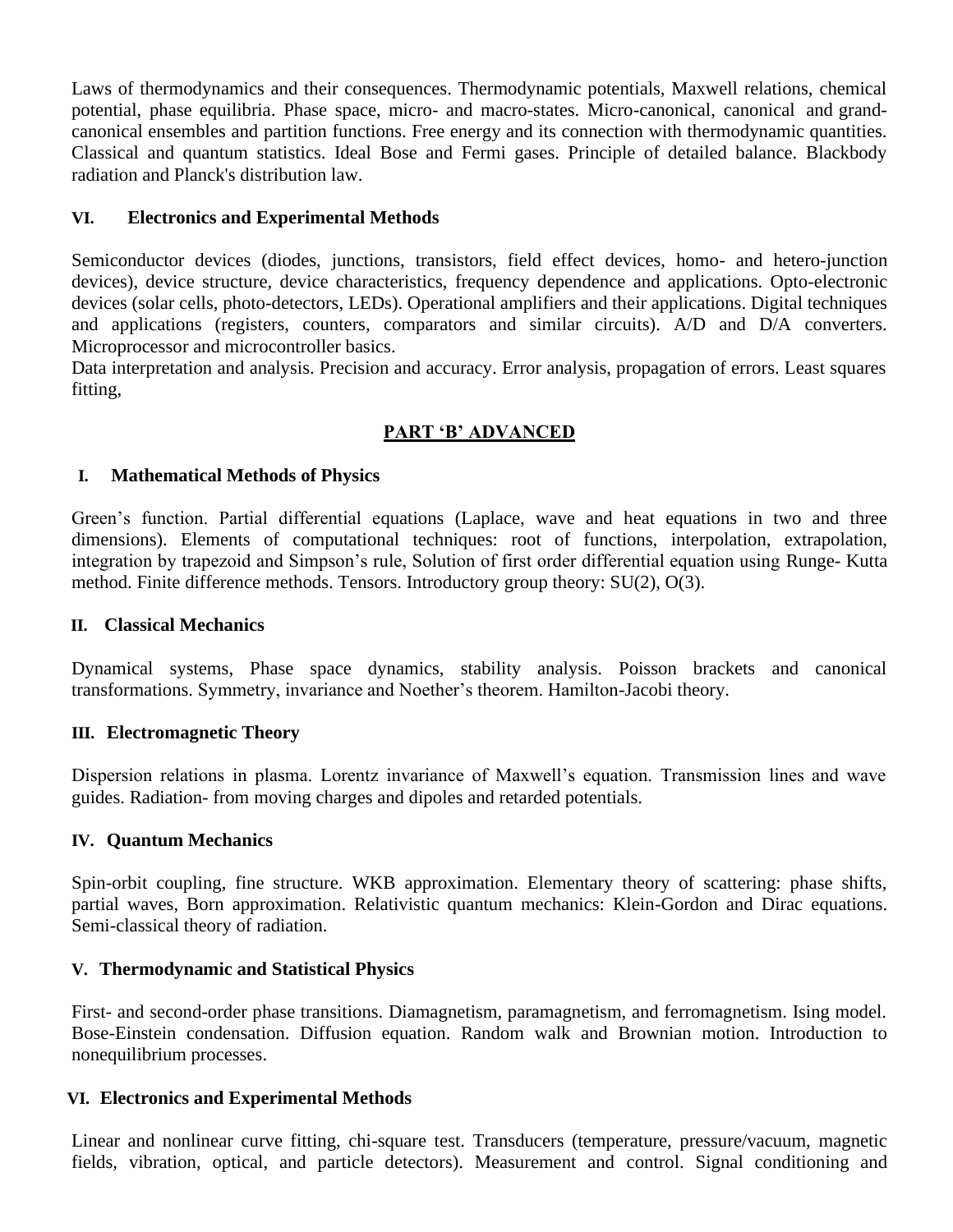Laws of thermodynamics and their consequences. Thermodynamic potentials, Maxwell relations, chemical potential, phase equilibria. Phase space, micro- and macro-states. Micro-canonical, canonical and grand-canonical ensembles and partition functions. Free energy and its connection with thermodynamic quantities. Classical and quantum statistics. Ideal Bose and Fermi gases. Principle of detailed balance. Blackbody radiation and Planck's distribution law.

### VI. Electronics and Experimental Methods

Semiconductor devices (diodes, junctions, transistors, field effect devices, homo- and hetero-junction devices), device structure, device characteristics, frequency dependence and applications. Opto-electronic devices (solar cells, photo-detectors, LEDs). Operational amplifiers and their applications. Digital techniques and applications (registers, counters, comparators and similar circuits). A/D and D/A converters. Microprocessor and microcontroller basics.

Data interpretation and analysis. Precision and accuracy. Error analysis, propagation of errors. Least squares fitting,

## PART 'B' ADVANCED

### I. Mathematical Methods of Physics

Green's function. Partial differential equations (Laplace, wave and heat equations in two and three dimensions). Elements of computational techniques: root of functions, interpolation, extrapolation, integration by trapezoid and Simpson's rule, Solution of first order differential equation using Runge- Kutta method. Finite difference methods. Tensors. Introductory group theory: SU(2), O(3).

### II. Classical Mechanics

Dynamical systems, Phase space dynamics, stability analysis. Poisson brackets and canonical transformations. Symmetry, invariance and Noether's theorem. Hamilton-Jacobi theory.

### III. Electromagnetic Theory

Dispersion relations in plasma. Lorentz invariance of Maxwell's equation. Transmission lines and wave guides. Radiation- from moving charges and dipoles and retarded potentials.

### IV. Quantum Mechanics

Spin-orbit coupling, fine structure. WKB approximation. Elementary theory of scattering: phase shifts, partial waves, Born approximation. Relativistic quantum mechanics: Klein-Gordon and Dirac equations. Semi-classical theory of radiation.

### V. Thermodynamic and Statistical Physics

First- and second-order phase transitions. Diamagnetism, paramagnetism, and ferromagnetism. Ising model. Bose-Einstein condensation. Diffusion equation. Random walk and Brownian motion. Introduction to nonequilibrium processes.

### VI. Electronics and Experimental Methods

Linear and nonlinear curve fitting, chi-square test. Transducers (temperature, pressure/vacuum, magnetic fields, vibration, optical, and particle detectors). Measurement and control. Signal conditioning and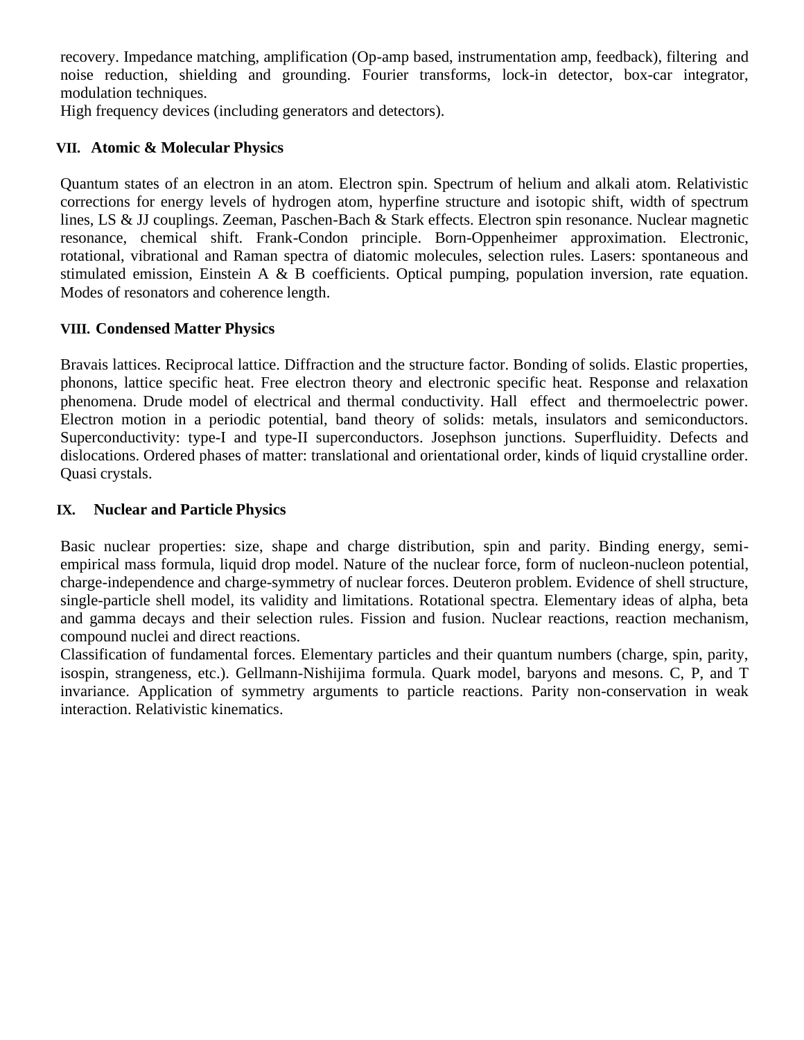recovery. Impedance matching, amplification (Op-amp based, instrumentation amp, feedback), filtering and noise reduction, shielding and grounding. Fourier transforms, lock-in detector, box-car integrator, modulation techniques.

High frequency devices (including generators and detectors).

## VII. Atomic & Molecular Physics

Quantum states of an electron in an atom. Electron spin. Spectrum of helium and alkali atom. Relativistic corrections for energy levels of hydrogen atom, hyperfine structure and isotopic shift, width of spectrum lines, LS & JJ couplings. Zeeman, Paschen-Bach & Stark effects. Electron spin resonance. Nuclear magnetic resonance, chemical shift. Frank-Condon principle. Born-Oppenheimer approximation. Electronic, rotational, vibrational and Raman spectra of diatomic molecules, selection rules. Lasers: spontaneous and stimulated emission, Einstein A & B coefficients. Optical pumping, population inversion, rate equation. Modes of resonators and coherence length.

## VIII. Condensed Matter Physics

Bravais lattices. Reciprocal lattice. Diffraction and the structure factor. Bonding of solids. Elastic properties, phonons, lattice specific heat. Free electron theory and electronic specific heat. Response and relaxation phenomena. Drude model of electrical and thermal conductivity. Hall effect and thermoelectric power. Electron motion in a periodic potential, band theory of solids: metals, insulators and semiconductors. Superconductivity: type-I and type-II superconductors. Josephson junctions. Superfluidity. Defects and dislocations. Ordered phases of matter: translational and orientational order, kinds of liquid crystalline order. Quasi crystals.

## IX. Nuclear and Particle Physics

Basic nuclear properties: size, shape and charge distribution, spin and parity. Binding energy, semi-empirical mass formula, liquid drop model. Nature of the nuclear force, form of nucleon-nucleon potential, charge-independence and charge-symmetry of nuclear forces. Deuteron problem. Evidence of shell structure, single-particle shell model, its validity and limitations. Rotational spectra. Elementary ideas of alpha, beta and gamma decays and their selection rules. Fission and fusion. Nuclear reactions, reaction mechanism, compound nuclei and direct reactions.

Classification of fundamental forces. Elementary particles and their quantum numbers (charge, spin, parity, isospin, strangeness, etc.). Gellmann-Nishijima formula. Quark model, baryons and mesons. C, P, and T invariance. Application of symmetry arguments to particle reactions. Parity non-conservation in weak interaction. Relativistic kinematics.